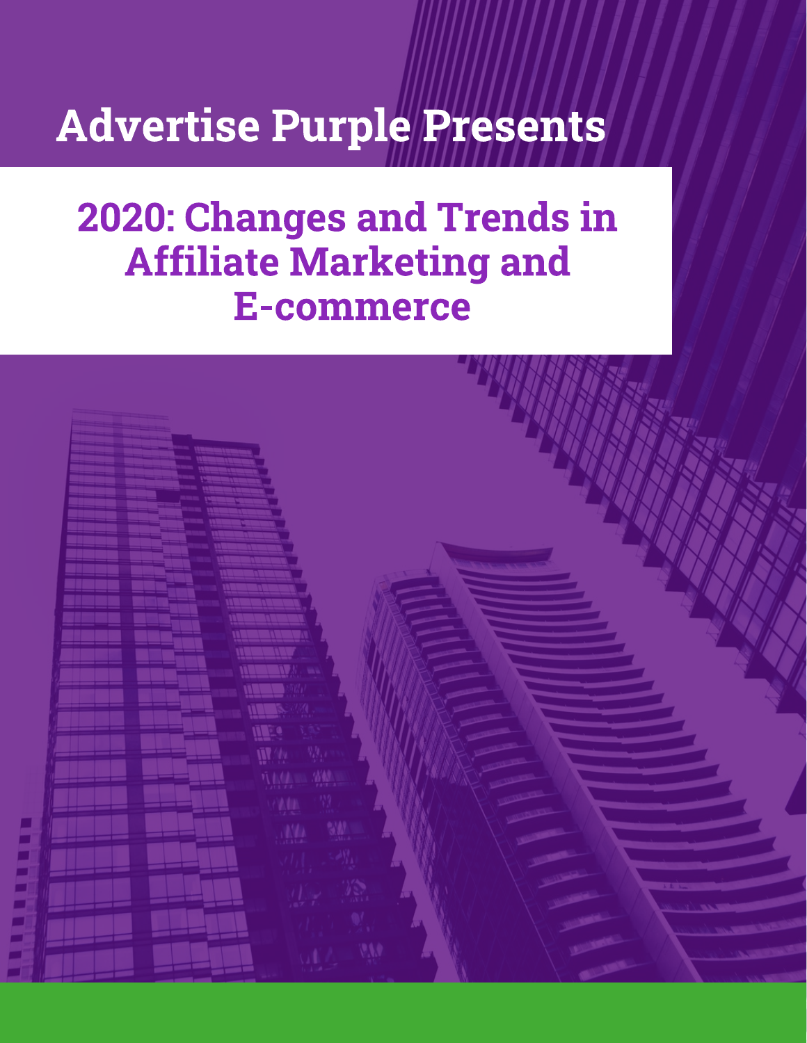# Advertise Purple Presents

## 2020: Changes and Trends in Affiliate Marketing and E-commerce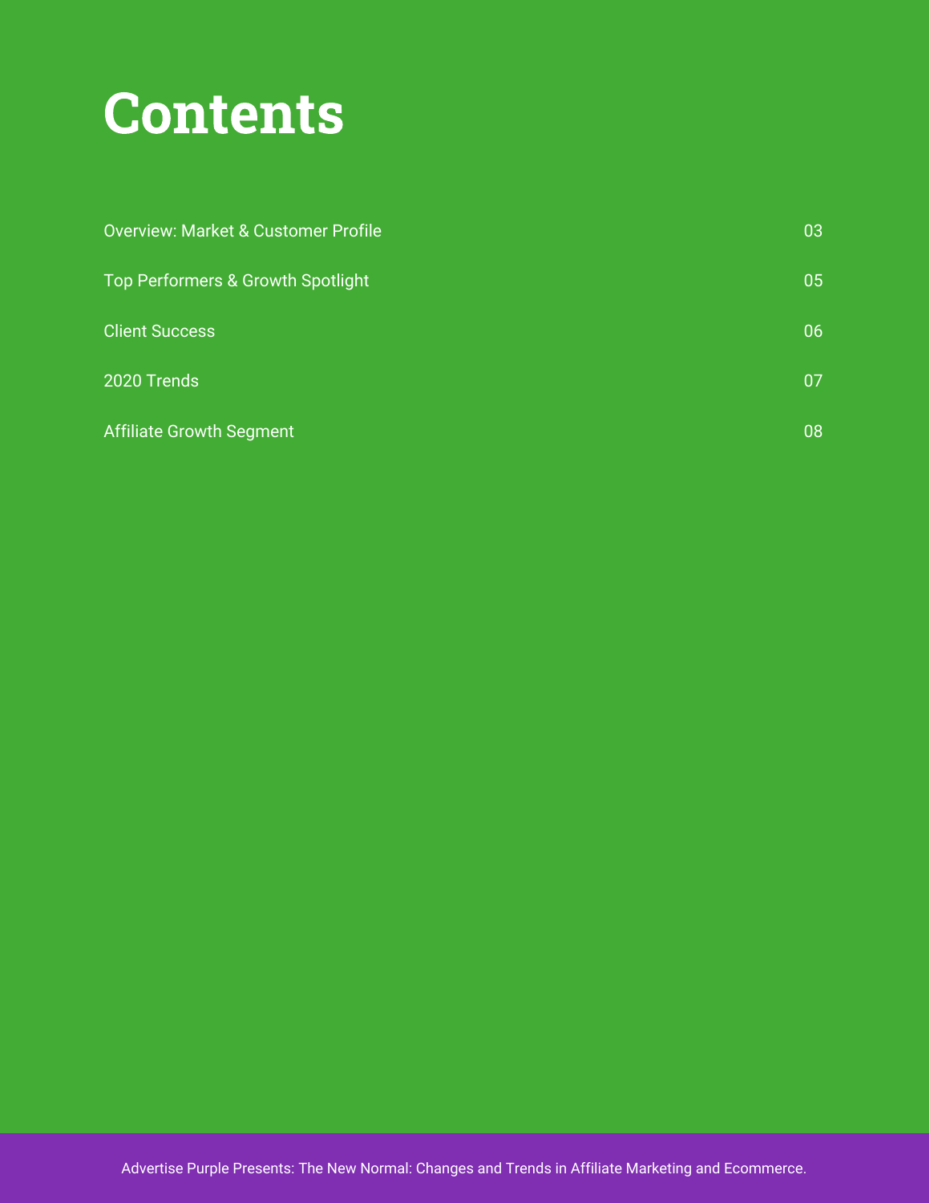# Contents

| | |
|---|---|
| Overview: Market & Customer Profile | 03 |
| Top Performers & Growth Spotlight | 05 |
| Client Success | 06 |
| 2020 Trends | 07 |
| Affiliate Growth Segment | 08 |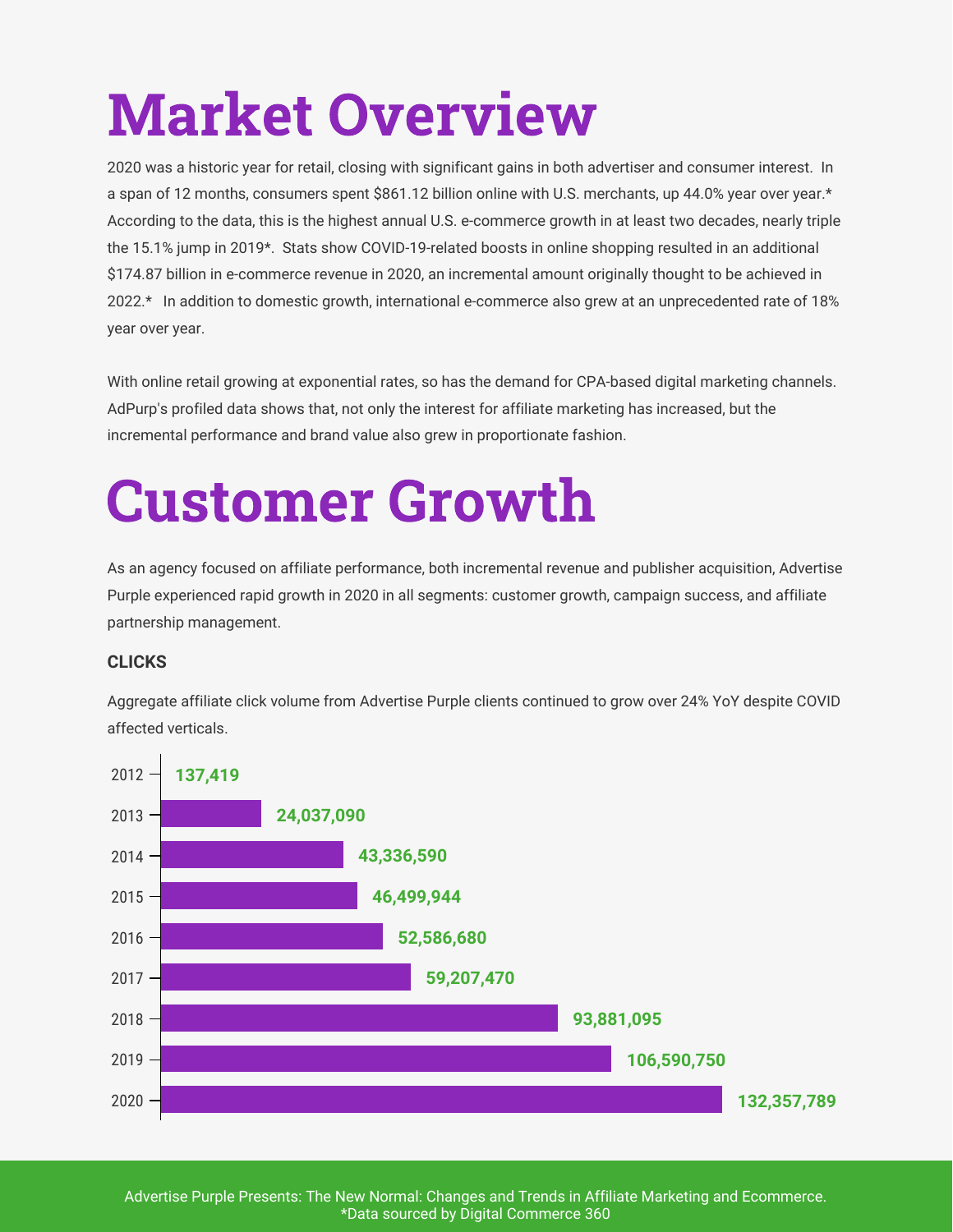# Market Overview

2020 was a historic year for retail, closing with significant gains in both advertiser and consumer interest. In a span of 12 months, consumers spent $861.12 billion online with U.S. merchants, up 44.0% year over year.* According to the data, this is the highest annual U.S. e-commerce growth in at least two decades, nearly triple the 15.1% jump in 2019*. Stats show COVID-19-related boosts in online shopping resulted in an additional $174.87 billion in e-commerce revenue in 2020, an incremental amount originally thought to be achieved in 2022.* In addition to domestic growth, international e-commerce also grew at an unprecedented rate of 18% year over year.

With online retail growing at exponential rates, so has the demand for CPA-based digital marketing channels. AdPurp's profiled data shows that, not only the interest for affiliate marketing has increased, but the incremental performance and brand value also grew in proportionate fashion.

# Customer Growth

As an agency focused on affiliate performance, both incremental revenue and publisher acquisition, Advertise Purple experienced rapid growth in 2020 in all segments: customer growth, campaign success, and affiliate partnership management.

**CLICKS**

Aggregate affiliate click volume from Advertise Purple clients continued to grow over 24% YoY despite COVID affected verticals.

| Year | Clicks |
|---|---|
| 2012 | 137,419 |
| 2013 | 24,037,090 |
| 2014 | 43,336,590 |
| 2015 | 46,499,944 |
| 2016 | 52,586,680 |
| 2017 | 59,207,470 |
| 2018 | 93,881,095 |
| 2019 | 106,590,750 |
| 2020 | 132,357,789 |

Advertise Purple Presents: The New Normal: Changes and Trends in Affiliate Marketing and Ecommerce.
*Data sourced by Digital Commerce 360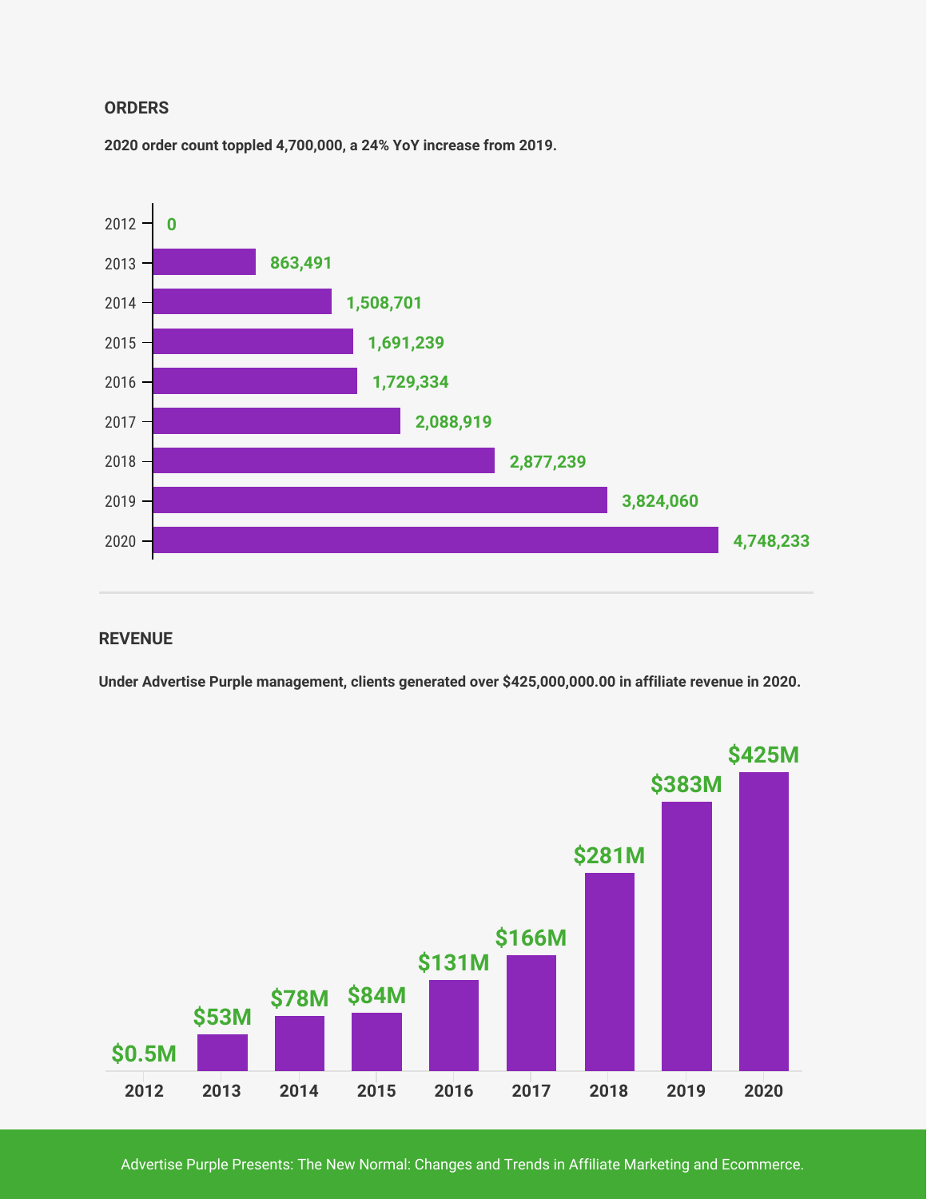## ORDERS

**2020 order count toppled 4,700,000, a 24% YoY increase from 2019.**

| Year | Orders |
|---|---|
| 2012 | 0 |
| 2013 | 863,491 |
| 2014 | 1,508,701 |
| 2015 | 1,691,239 |
| 2016 | 1,729,334 |
| 2017 | 2,088,919 |
| 2018 | 2,877,239 |
| 2019 | 3,824,060 |
| 2020 | 4,748,233 |

## REVENUE

**Under Advertise Purple management, clients generated over $425,000,000.00 in affiliate revenue in 2020.**

| Year | Revenue |
|---|---|
| 2012 | $0.5M |
| 2013 | $53M |
| 2014 | $78M |
| 2015 | $84M |
| 2016 | $131M |
| 2017 | $166M |
| 2018 | $281M |
| 2019 | $383M |
| 2020 | $425M |

Advertise Purple Presents: The New Normal: Changes and Trends in Affiliate Marketing and Ecommerce.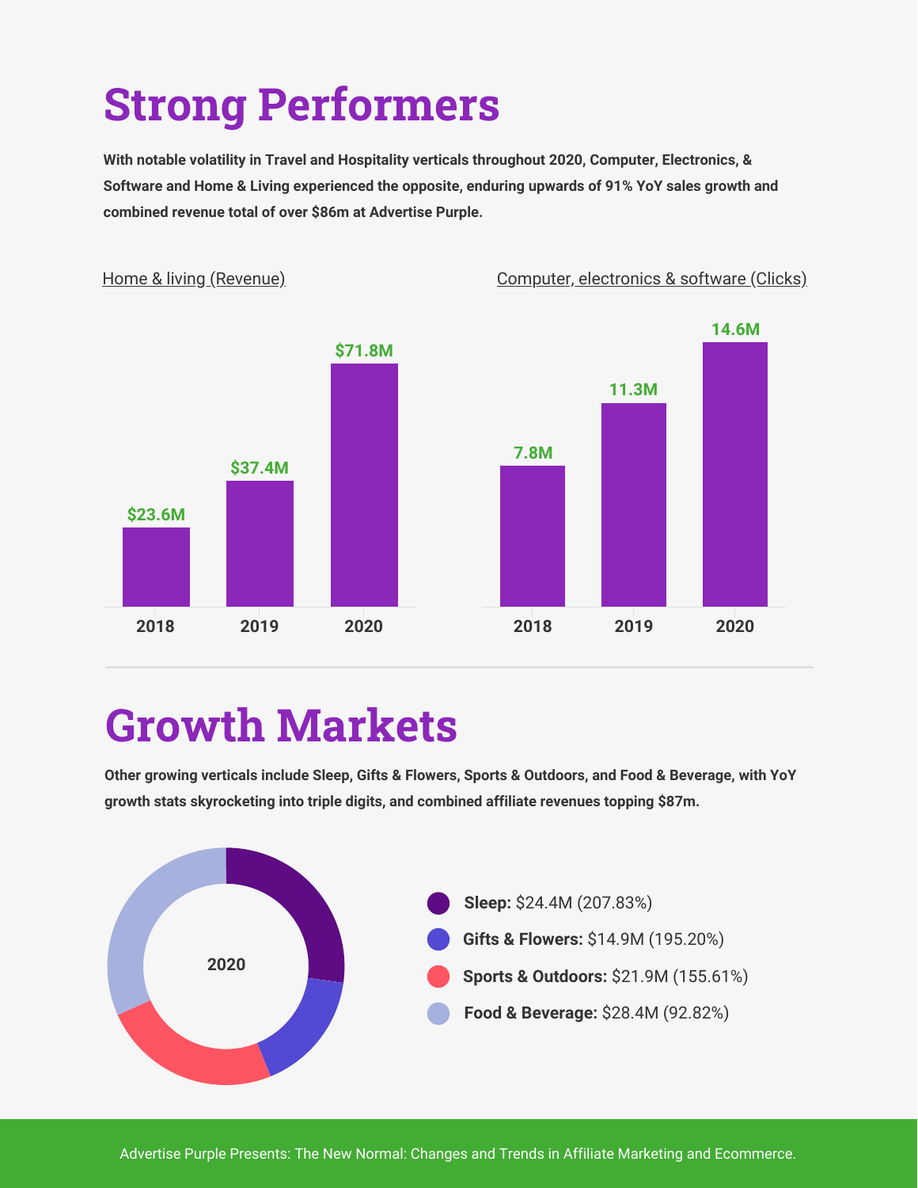# Strong Performers

**With notable volatility in Travel and Hospitality verticals throughout 2020, Computer, Electronics, & Software and Home & Living experienced the opposite, enduring upwards of 91% YoY sales growth and combined revenue total of over $86m at Advertise Purple.**

Home & living (Revenue)

| Year | Revenue |
|---|---|
| 2018 | $23.6M |
| 2019 | $37.4M |
| 2020 | $71.8M |

Computer, electronics & software (Clicks)

| Year | Clicks |
|---|---|
| 2018 | 7.8M |
| 2019 | 11.3M |
| 2020 | 14.6M |

# Growth Markets

**Other growing verticals include Sleep, Gifts & Flowers, Sports & Outdoors, and Food & Beverage, with YoY growth stats skyrocketing into triple digits, and combined affiliate revenues topping $87m.**

2020

- **Sleep:** $24.4M (207.83%)
- **Gifts & Flowers:** $14.9M (195.20%)
- **Sports & Outdoors:** $21.9M (155.61%)
- **Food & Beverage:** $28.4M (92.82%)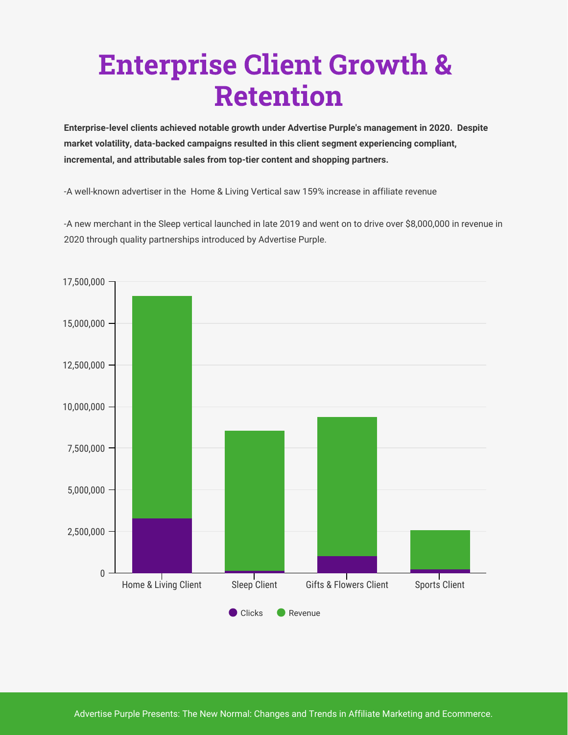# Enterprise Client Growth & Retention

**Enterprise-level clients achieved notable growth under Advertise Purple's management in 2020. Despite market volatility, data-backed campaigns resulted in this client segment experiencing compliant, incremental, and attributable sales from top-tier content and shopping partners.**

-A well-known advertiser in the Home & Living Vertical saw 159% increase in affiliate revenue

-A new merchant in the Sleep vertical launched in late 2019 and went on to drive over $8,000,000 in revenue in 2020 through quality partnerships introduced by Advertise Purple.

Advertise Purple Presents: The New Normal: Changes and Trends in Affiliate Marketing and Ecommerce.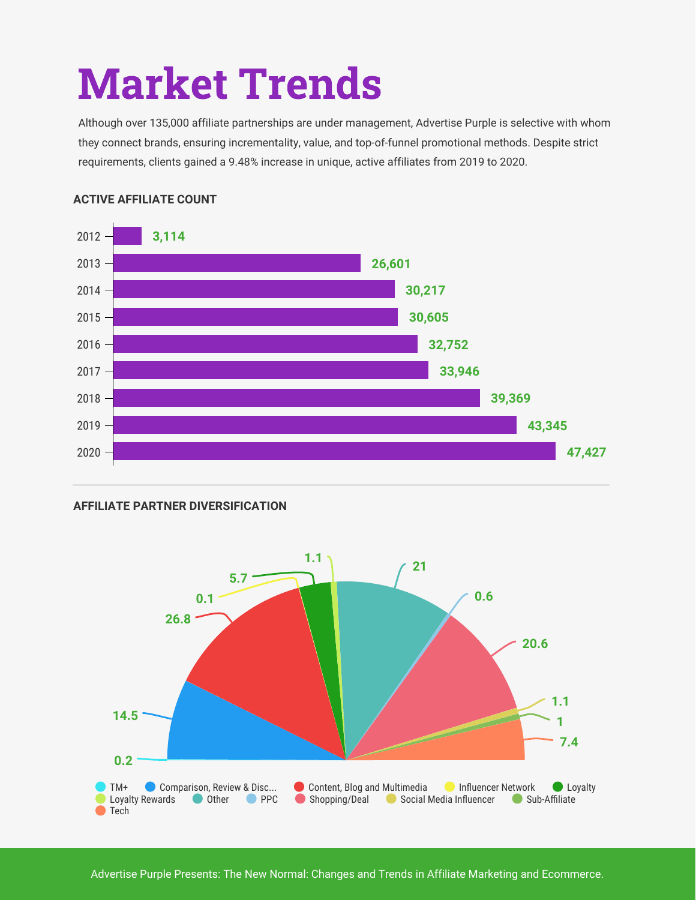# Market Trends

Although over 135,000 affiliate partnerships are under management, Advertise Purple is selective with whom they connect brands, ensuring incrementality, value, and top-of-funnel promotional methods. Despite strict requirements, clients gained a 9.48% increase in unique, active affiliates from 2019 to 2020.

## ACTIVE AFFILIATE COUNT

| Year | Count |
|---|---|
| 2012 | 3,114 |
| 2013 | 26,601 |
| 2014 | 30,217 |
| 2015 | 30,605 |
| 2016 | 32,752 |
| 2017 | 33,946 |
| 2018 | 39,369 |
| 2019 | 43,345 |
| 2020 | 47,427 |

## AFFILIATE PARTNER DIVERSIFICATION

| Category | Value |
|---|---|
| TM+ | 0.2 |
| Comparison, Review & Disc... | 14.5 |
| Content, Blog and Multimedia | 26.8 |
| Influencer Network | 0.1 |
| Loyalty | 5.7 |
| Loyalty Rewards | 1.1 |
| Other | 21 |
| PPC | 0.6 |
| Shopping/Deal | 20.6 |
| Social Media Influencer | 1.1 |
| Sub-Affiliate | 1 |
| Tech | 7.4 |

Advertise Purple Presents: The New Normal: Changes and Trends in Affiliate Marketing and Ecommerce.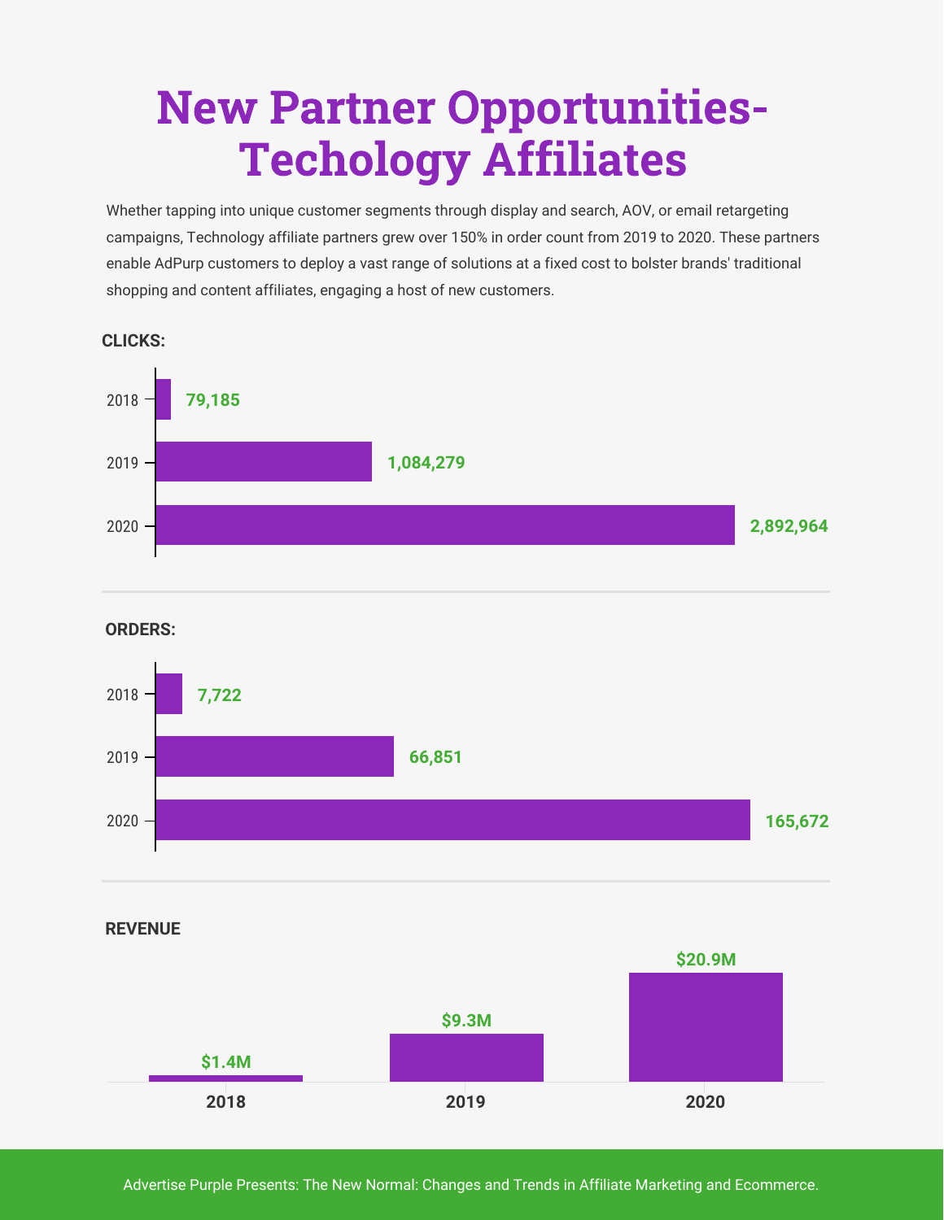# New Partner Opportunities- Techology Affiliates

Whether tapping into unique customer segments through display and search, AOV, or email retargeting campaigns, Technology affiliate partners grew over 150% in order count from 2019 to 2020. These partners enable AdPurp customers to deploy a vast range of solutions at a fixed cost to bolster brands' traditional shopping and content affiliates, engaging a host of new customers.

**CLICKS:**

2018
79,185
2019
1,084,279
2020
2,892,964

**ORDERS:**

2018
7,722
2019
66,851
2020
165,672

**REVENUE**

$1.4M
$9.3M
$20.9M
2018
2019
2020

Advertise Purple Presents: The New Normal: Changes and Trends in Affiliate Marketing and Ecommerce.